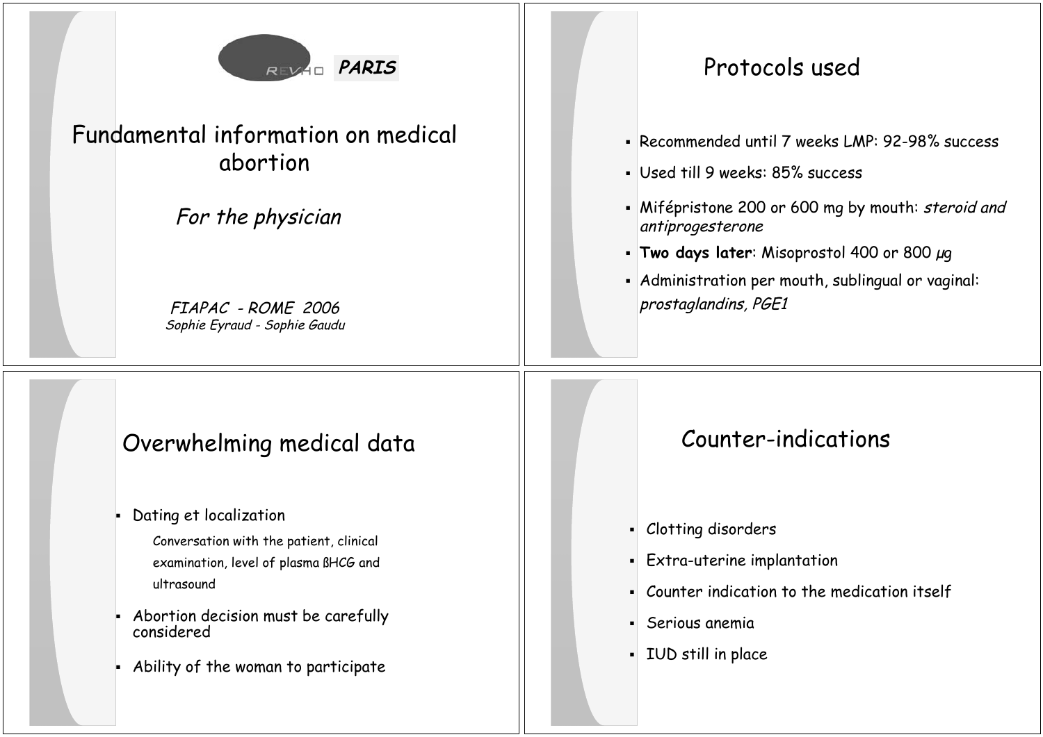REVHO **PARIS**

# Fundamental information on medical abortion

*For the physician*

*FIAPAC - ROME 2006*
*Sophie Eyraud - Sophie Gaudu*

## Protocols used

- Recommended until 7 weeks LMP: 92-98% success
- Used till 9 weeks: 85% success
- Mifépristone 200 or 600 mg by mouth: *steroid and antiprogesterone*
- **Two days later**: Misoprostol 400 or 800 µg
- Administration per mouth, sublingual or vaginal: *prostaglandins, PGE1*

## Overwhelming medical data

- Dating et localization
  - Conversation with the patient, clinical examination, level of plasma ßHCG and ultrasound
- Abortion decision must be carefully considered
- Ability of the woman to participate

## Counter-indications

- Clotting disorders
- Extra-uterine implantation
- Counter indication to the medication itself
- Serious anemia
- IUD still in place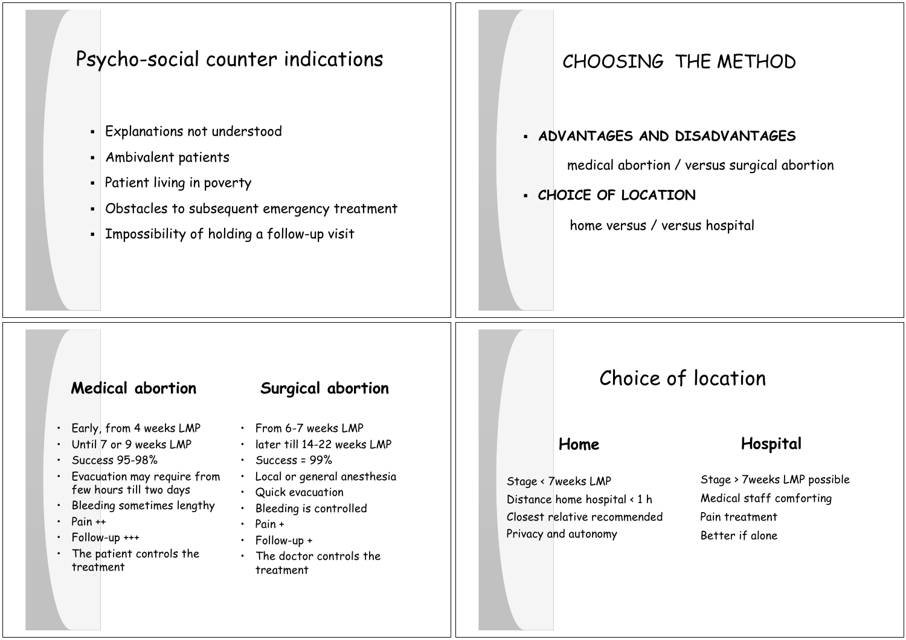# Psycho-social counter indications

- Explanations not understood
- Ambivalent patients
- Patient living in poverty
- Obstacles to subsequent emergency treatment
- Impossibility of holding a follow-up visit

# CHOOSING THE METHOD

- **ADVANTAGES AND DISADVANTAGES**

  medical abortion / versus surgical abortion

- **CHOICE OF LOCATION**

  home versus / versus hospital

## Medical abortion

- Early, from 4 weeks LMP
- Until 7 or 9 weeks LMP
- Success 95-98%
- Evacuation may require from few hours till two days
- Bleeding sometimes lengthy
- Pain ++
- Follow-up +++
- The patient controls the treatment

## Surgical abortion

- From 6-7 weeks LMP
- later till 14-22 weeks LMP
- Success = 99%
- Local or general anesthesia
- Quick evacuation
- Bleeding is controlled
- Pain +
- Follow-up +
- The doctor controls the treatment

# Choice of location

## Home

Stage < 7weeks LMP
Distance home hospital < 1 h
Closest relative recommended
Privacy and autonomy

## Hospital

Stage > 7weeks LMP possible
Medical staff comforting
Pain treatment
Better if alone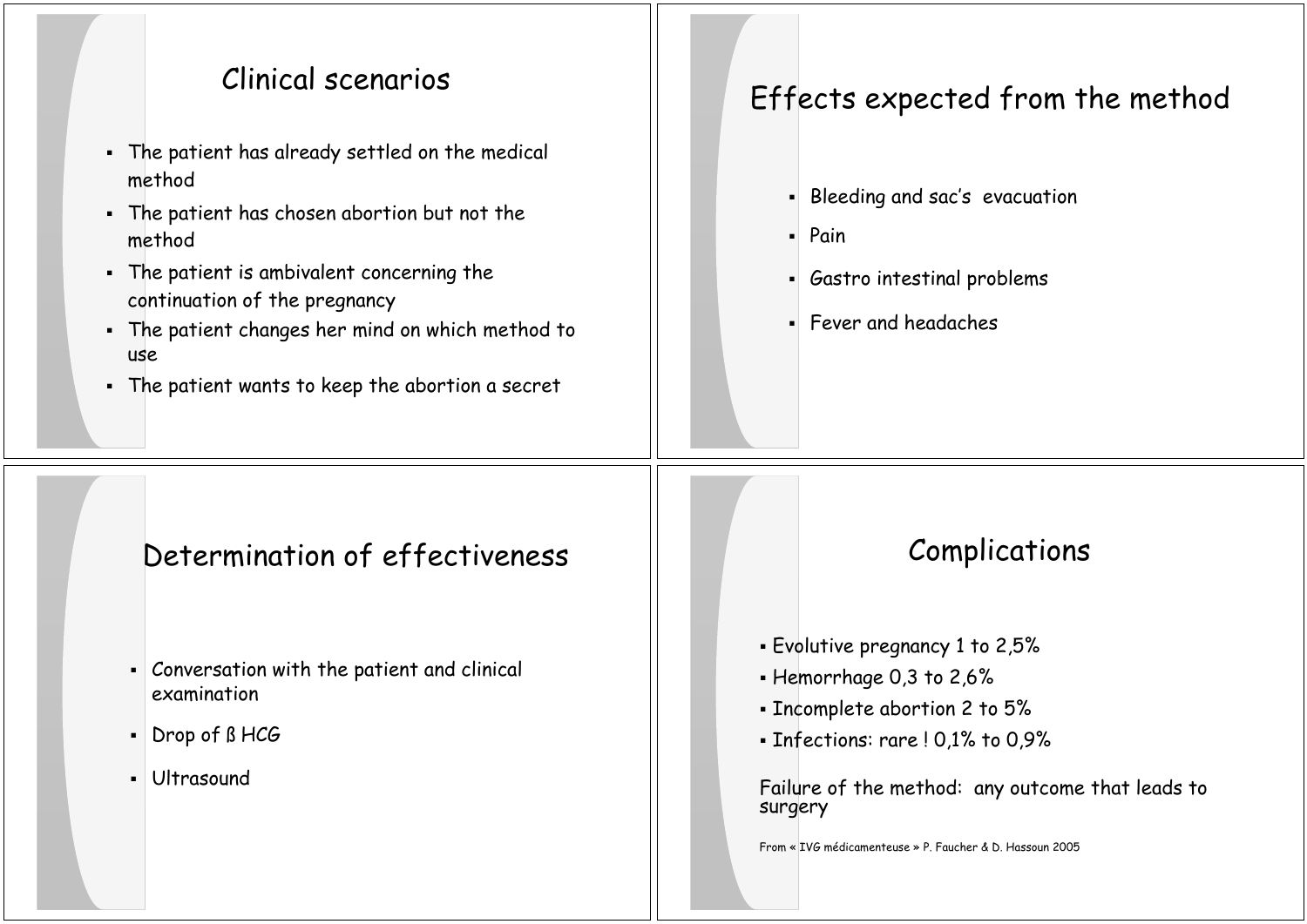## Clinical scenarios

- The patient has already settled on the medical method
- The patient has chosen abortion but not the method
- The patient is ambivalent concerning the continuation of the pregnancy
- The patient changes her mind on which method to use
- The patient wants to keep the abortion a secret

## Effects expected from the method

- Bleeding and sac's evacuation
- Pain
- Gastro intestinal problems
- Fever and headaches

## Determination of effectiveness

- Conversation with the patient and clinical examination
- Drop of ß HCG
- Ultrasound

## Complications

- Evolutive pregnancy 1 to 2,5%
- Hemorrhage 0,3 to 2,6%
- Incomplete abortion 2 to 5%
- Infections: rare ! 0,1% to 0,9%

Failure of the method: any outcome that leads to surgery

From « IVG médicamenteuse » P. Faucher & D. Hassoun 2005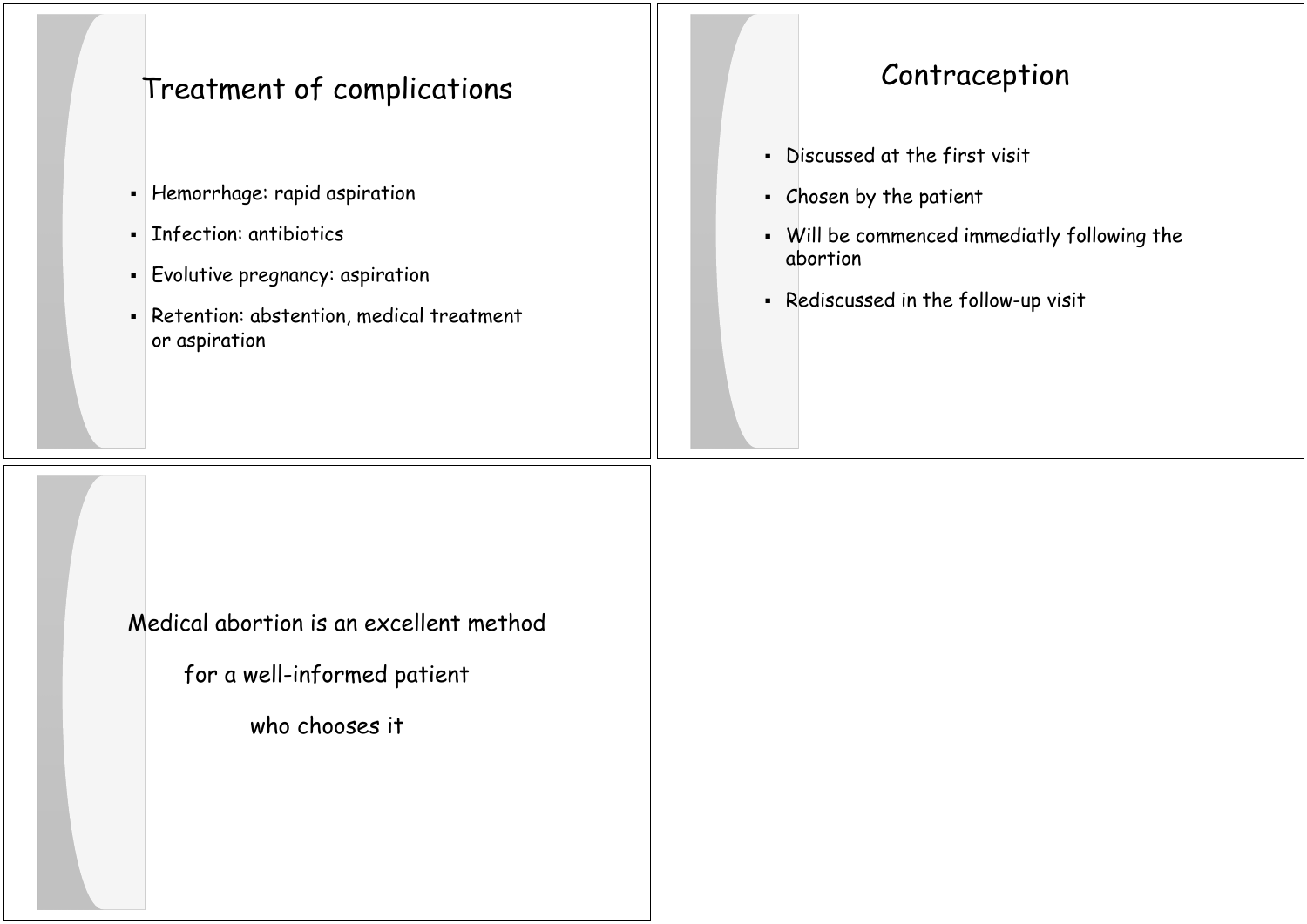## Treatment of complications

- Hemorrhage: rapid aspiration
- Infection: antibiotics
- Evolutive pregnancy: aspiration
- Retention: abstention, medical treatment or aspiration

## Contraception

- Discussed at the first visit
- Chosen by the patient
- Will be commenced immediatly following the abortion
- Rediscussed in the follow-up visit

Medical abortion is an excellent method

for a well-informed patient

who chooses it